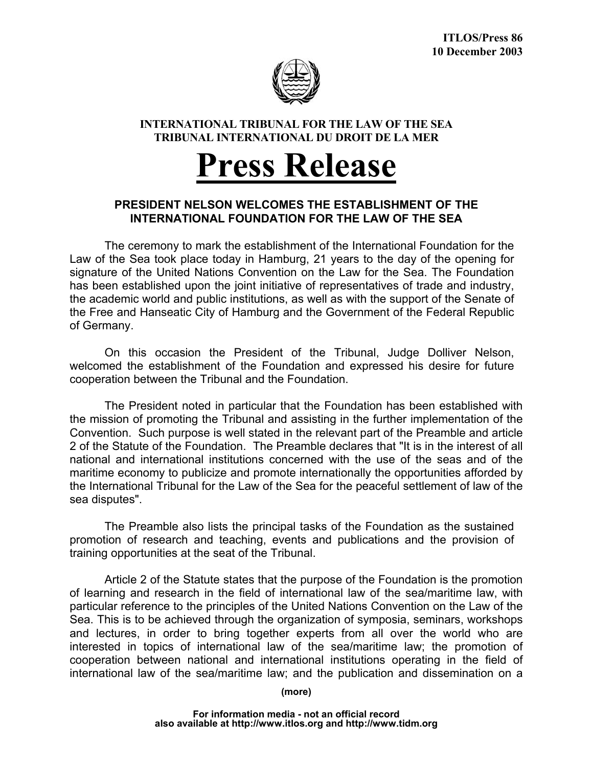**ITLOS/Press 86**
**10 December 2003**

**INTERNATIONAL TRIBUNAL FOR THE LAW OF THE SEA**
**TRIBUNAL INTERNATIONAL DU DROIT DE LA MER**

# Press Release

## PRESIDENT NELSON WELCOMES THE ESTABLISHMENT OF THE INTERNATIONAL FOUNDATION FOR THE LAW OF THE SEA

The ceremony to mark the establishment of the International Foundation for the Law of the Sea took place today in Hamburg, 21 years to the day of the opening for signature of the United Nations Convention on the Law for the Sea. The Foundation has been established upon the joint initiative of representatives of trade and industry, the academic world and public institutions, as well as with the support of the Senate of the Free and Hanseatic City of Hamburg and the Government of the Federal Republic of Germany.

On this occasion the President of the Tribunal, Judge Dolliver Nelson, welcomed the establishment of the Foundation and expressed his desire for future cooperation between the Tribunal and the Foundation.

The President noted in particular that the Foundation has been established with the mission of promoting the Tribunal and assisting in the further implementation of the Convention. Such purpose is well stated in the relevant part of the Preamble and article 2 of the Statute of the Foundation. The Preamble declares that "It is in the interest of all national and international institutions concerned with the use of the seas and of the maritime economy to publicize and promote internationally the opportunities afforded by the International Tribunal for the Law of the Sea for the peaceful settlement of law of the sea disputes".

The Preamble also lists the principal tasks of the Foundation as the sustained promotion of research and teaching, events and publications and the provision of training opportunities at the seat of the Tribunal.

Article 2 of the Statute states that the purpose of the Foundation is the promotion of learning and research in the field of international law of the sea/maritime law, with particular reference to the principles of the United Nations Convention on the Law of the Sea. This is to be achieved through the organization of symposia, seminars, workshops and lectures, in order to bring together experts from all over the world who are interested in topics of international law of the sea/maritime law; the promotion of cooperation between national and international institutions operating in the field of international law of the sea/maritime law; and the publication and dissemination on a

**(more)**

**For information media - not an official record**
**also available at http://www.itlos.org and http://www.tidm.org**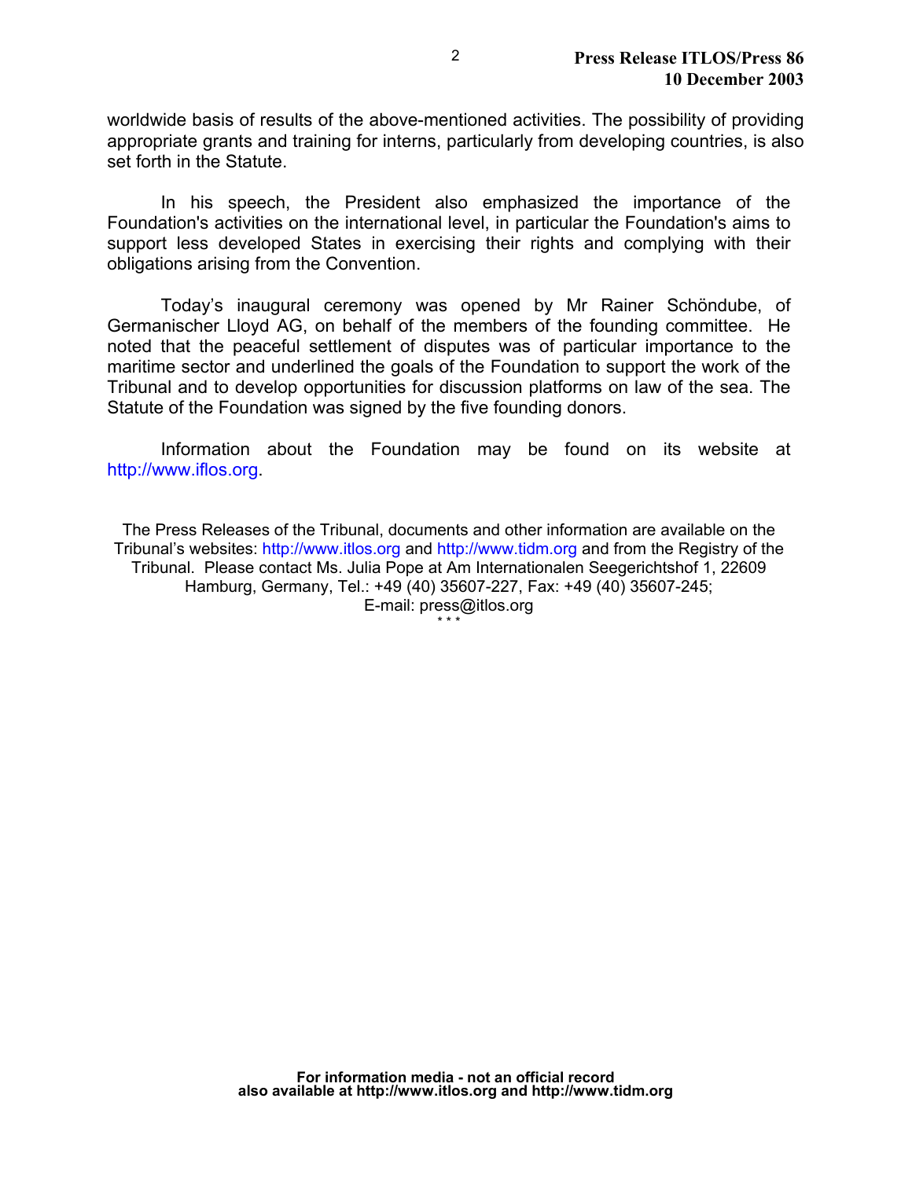worldwide basis of results of the above-mentioned activities. The possibility of providing appropriate grants and training for interns, particularly from developing countries, is also set forth in the Statute.

In his speech, the President also emphasized the importance of the Foundation's activities on the international level, in particular the Foundation's aims to support less developed States in exercising their rights and complying with their obligations arising from the Convention.

Today's inaugural ceremony was opened by Mr Rainer Schöndube, of Germanischer Lloyd AG, on behalf of the members of the founding committee. He noted that the peaceful settlement of disputes was of particular importance to the maritime sector and underlined the goals of the Foundation to support the work of the Tribunal and to develop opportunities for discussion platforms on law of the sea. The Statute of the Foundation was signed by the five founding donors.

Information about the Foundation may be found on its website at http://www.iflos.org.

The Press Releases of the Tribunal, documents and other information are available on the Tribunal's websites: http://www.itlos.org and http://www.tidm.org and from the Registry of the Tribunal. Please contact Ms. Julia Pope at Am Internationalen Seegerichtshof 1, 22609 Hamburg, Germany, Tel.: +49 (40) 35607-227, Fax: +49 (40) 35607-245; E-mail: press@itlos.org

\* \* \*